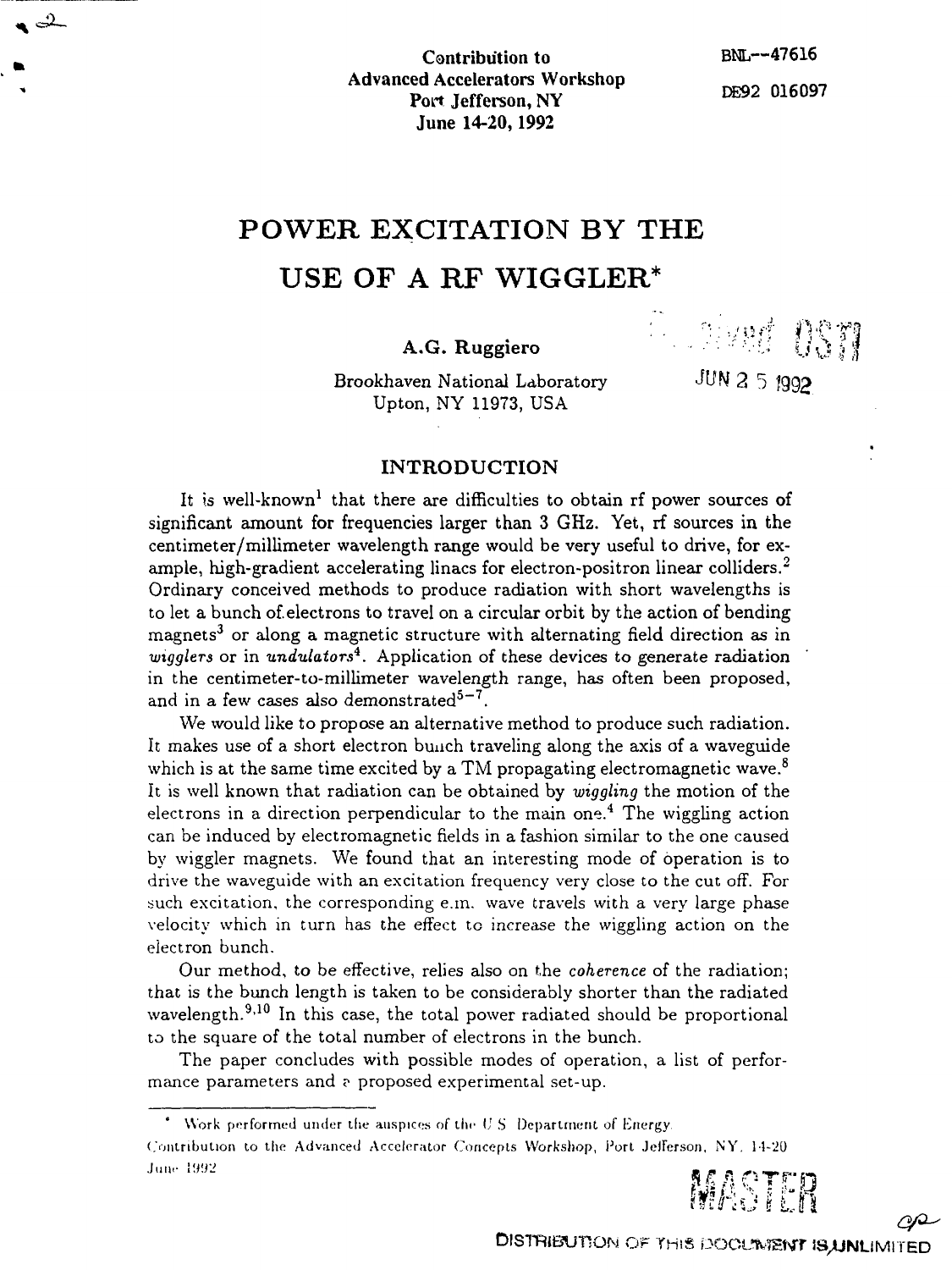Contribution to
Advanced Accelerators Workshop
Port Jefferson, NY
June 14-20, 1992

BNL--47616

DE92 016097

# POWER EXCITATION BY THE USE OF A RF WIGGLER*

**A.G. Ruggiero**

Brookhaven National Laboratory
Upton, NY 11973, USA

JUN 25 1992

## INTRODUCTION

It is well-known[1] that there are difficulties to obtain rf power sources of significant amount for frequencies larger than 3 GHz. Yet, rf sources in the centimeter/millimeter wavelength range would be very useful to drive, for example, high-gradient accelerating linacs for electron-positron linear colliders.[2] Ordinary conceived methods to produce radiation with short wavelengths is to let a bunch of electrons to travel on a circular orbit by the action of bending magnets[3] or along a magnetic structure with alternating field direction as in *wigglers* or in *undulators*[4]. Application of these devices to generate radiation in the centimeter-to-millimeter wavelength range, has often been proposed, and in a few cases also demonstrated[5-7].

We would like to propose an alternative method to produce such radiation. It makes use of a short electron bunch traveling along the axis of a waveguide which is at the same time excited by a TM propagating electromagnetic wave.[8] It is well known that radiation can be obtained by *wiggling* the motion of the electrons in a direction perpendicular to the main one.[4] The wiggling action can be induced by electromagnetic fields in a fashion similar to the one caused by wiggler magnets. We found that an interesting mode of operation is to drive the waveguide with an excitation frequency very close to the cut off. For such excitation, the corresponding e.m. wave travels with a very large phase velocity which in turn has the effect to increase the wiggling action on the electron bunch.

Our method, to be effective, relies also on the *coherence* of the radiation; that is the bunch length is taken to be considerably shorter than the radiated wavelength.[9,10] In this case, the total power radiated should be proportional to the square of the total number of electrons in the bunch.

The paper concludes with possible modes of operation, a list of performance parameters and a proposed experimental set-up.

---

* Work performed under the auspices of the U.S. Department of Energy.
Contribution to the Advanced Accelerator Concepts Workshop, Port Jefferson, NY, 14-20 June 1992

MASTER

DISTRIBUTION OF THIS DOCUMENT IS UNLIMITED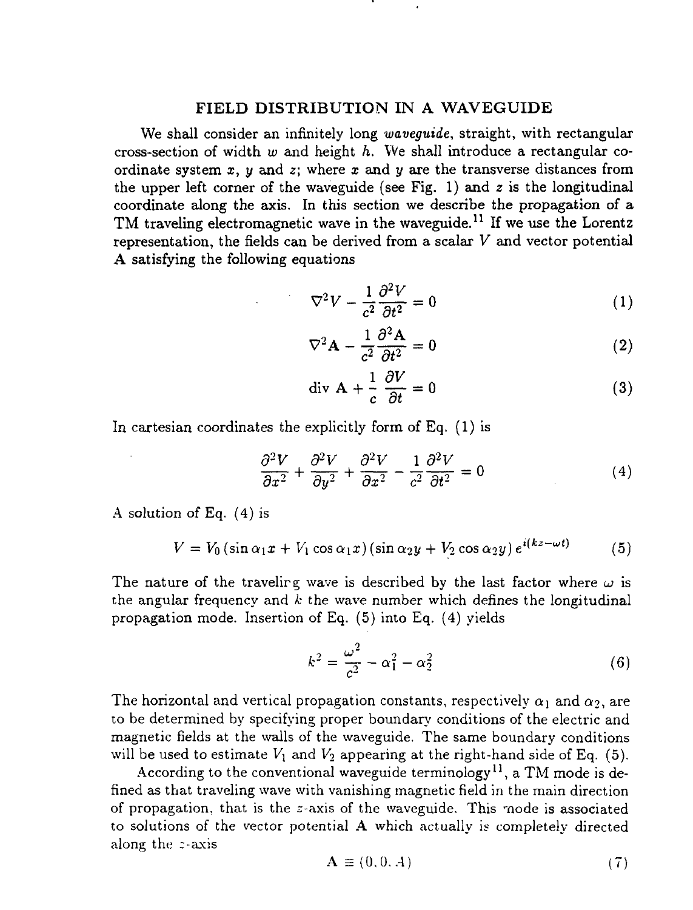## FIELD DISTRIBUTION IN A WAVEGUIDE

We shall consider an infinitely long *waveguide*, straight, with rectangular cross-section of width $w$ and height $h$. We shall introduce a rectangular coordinate system $x$, $y$ and $z$; where $x$ and $y$ are the transverse distances from the upper left corner of the waveguide (see Fig. 1) and $z$ is the longitudinal coordinate along the axis. In this section we describe the propagation of a TM traveling electromagnetic wave in the waveguide.[11] If we use the Lorentz representation, the fields can be derived from a scalar $V$ and vector potential $\mathbf{A}$ satisfying the following equations

$$\nabla^2 V - \frac{1}{c^2}\frac{\partial^2 V}{\partial t^2} = 0 \tag{1}$$

$$\nabla^2 \mathbf{A} - \frac{1}{c^2}\frac{\partial^2 \mathbf{A}}{\partial t^2} = 0 \tag{2}$$

$$\text{div } \mathbf{A} + \frac{1}{c}\frac{\partial V}{\partial t} = 0 \tag{3}$$

In cartesian coordinates the explicitly form of Eq. (1) is

$$\frac{\partial^2 V}{\partial x^2} + \frac{\partial^2 V}{\partial y^2} + \frac{\partial^2 V}{\partial x^2} - \frac{1}{c^2}\frac{\partial^2 V}{\partial t^2} = 0 \tag{4}$$

A solution of Eq. (4) is

$$V = V_0 \left(\sin\alpha_1 x + V_1 \cos\alpha_1 x\right)\left(\sin\alpha_2 y + V_2 \cos\alpha_2 y\right) e^{i(kz - \omega t)} \tag{5}$$

The nature of the traveling wave is described by the last factor where $\omega$ is the angular frequency and $k$ the wave number which defines the longitudinal propagation mode. Insertion of Eq. (5) into Eq. (4) yields

$$k^2 = \frac{\omega^2}{c^2} - \alpha_1^2 - \alpha_2^2 \tag{6}$$

The horizontal and vertical propagation constants, respectively $\alpha_1$ and $\alpha_2$, are to be determined by specifying proper boundary conditions of the electric and magnetic fields at the walls of the waveguide. The same boundary conditions will be used to estimate $V_1$ and $V_2$ appearing at the right-hand side of Eq. (5).

According to the conventional waveguide terminology[11], a TM mode is defined as that traveling wave with vanishing magnetic field in the main direction of propagation, that is the $z$-axis of the waveguide. This mode is associated to solutions of the vector potential $\mathbf{A}$ which actually is completely directed along the $z$-axis

$$\mathbf{A} \equiv (0, 0, A) \tag{7}$$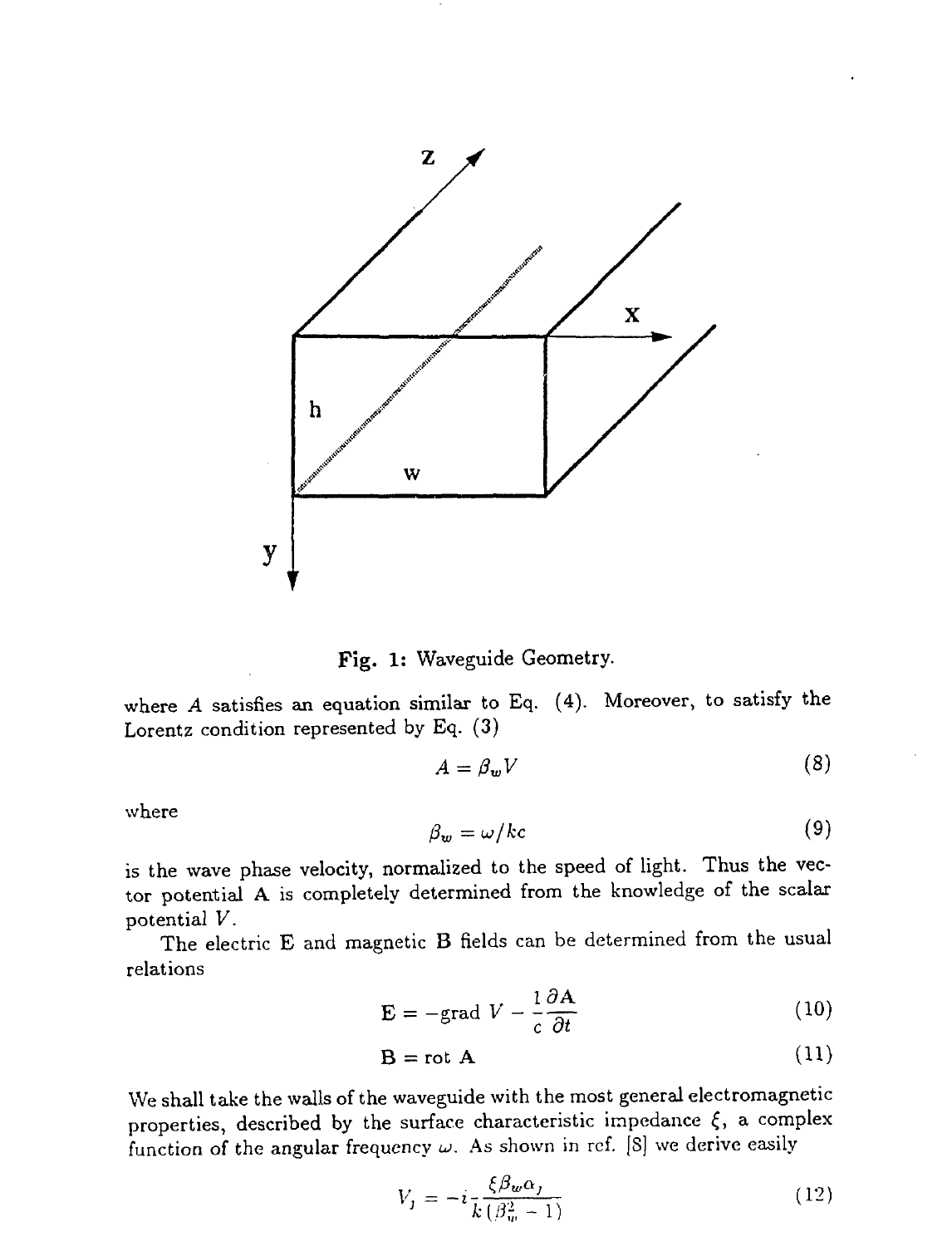Fig. 1: Waveguide Geometry.

where $A$ satisfies an equation similar to Eq. (4). Moreover, to satisfy the Lorentz condition represented by Eq. (3)

$$A = \beta_w V \tag{8}$$

where

$$\beta_w = \omega / kc \tag{9}$$

is the wave phase velocity, normalized to the speed of light. Thus the vector potential $\mathbf{A}$ is completely determined from the knowledge of the scalar potential $V$.

The electric $\mathbf{E}$ and magnetic $\mathbf{B}$ fields can be determined from the usual relations

$$\mathbf{E} = -\text{grad } V - \frac{1}{c}\frac{\partial \mathbf{A}}{\partial t} \tag{10}$$

$$\mathbf{B} = \text{rot } \mathbf{A} \tag{11}$$

We shall take the walls of the waveguide with the most general electromagnetic properties, described by the surface characteristic impedance $\xi$, a complex function of the angular frequency $\omega$. As shown in ref. [8] we derive easily

$$V_j = -i\frac{\xi \beta_w \alpha_j}{k(\beta_w^2 - 1)} \tag{12}$$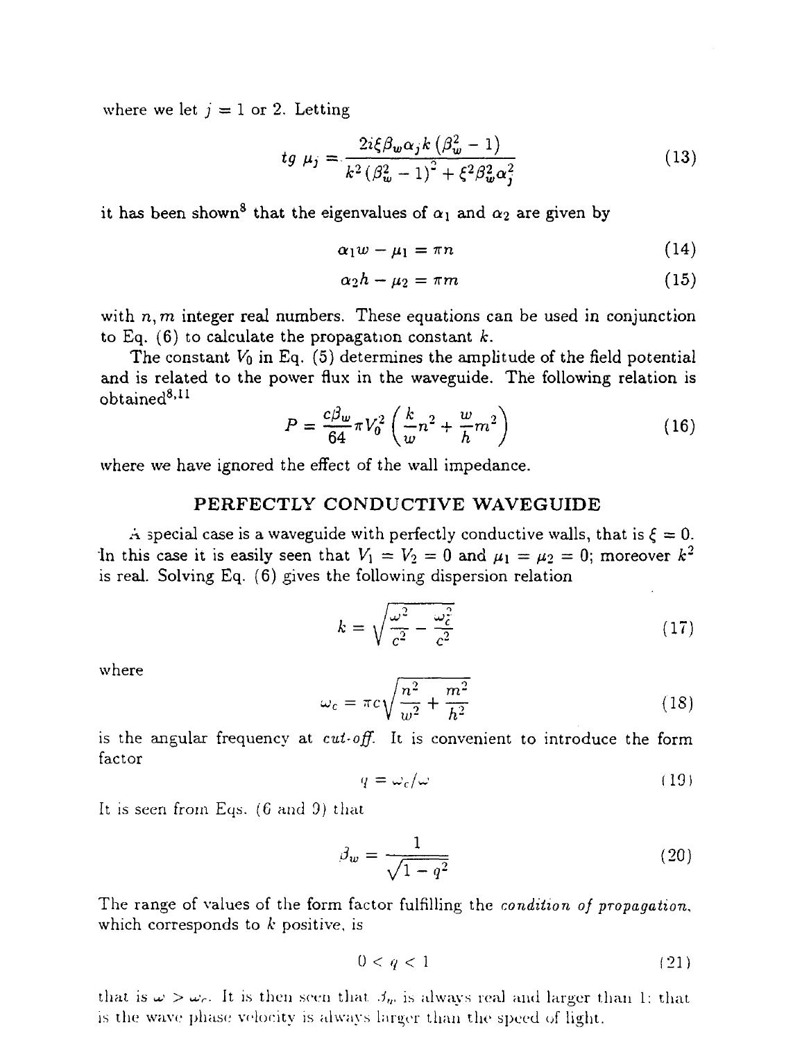where we let $j = 1$ or 2. Letting

$$tg\ \mu_j = \frac{2i\xi\beta_w\alpha_j k\left(\beta_w^2 - 1\right)}{k^2\left(\beta_w^2 - 1\right)^2 + \xi^2\beta_w^2\alpha_j^2} \tag{13}$$

it has been shown[8] that the eigenvalues of $\alpha_1$ and $\alpha_2$ are given by

$$\alpha_1 w - \mu_1 = \pi n \tag{14}$$

$$\alpha_2 h - \mu_2 = \pi m \tag{15}$$

with $n, m$ integer real numbers. These equations can be used in conjunction to Eq. (6) to calculate the propagation constant $k$.

The constant $V_0$ in Eq. (5) determines the amplitude of the field potential and is related to the power flux in the waveguide. The following relation is obtained[8,11]

$$P = \frac{c\beta_w}{64}\pi V_0^2\left(\frac{k}{w}n^2 + \frac{w}{h}m^2\right) \tag{16}$$

where we have ignored the effect of the wall impedance.

## PERFECTLY CONDUCTIVE WAVEGUIDE

A special case is a waveguide with perfectly conductive walls, that is $\xi = 0$. In this case it is easily seen that $V_1 = V_2 = 0$ and $\mu_1 = \mu_2 = 0$; moreover $k^2$ is real. Solving Eq. (6) gives the following dispersion relation

$$k = \sqrt{\frac{\omega^2}{c^2} - \frac{\omega_c^2}{c^2}} \tag{17}$$

where

$$\omega_c = \pi c\sqrt{\frac{n^2}{w^2} + \frac{m^2}{h^2}} \tag{18}$$

is the angular frequency at *cut-off*. It is convenient to introduce the form factor

$$q = \omega_c/\omega \tag{19}$$

It is seen from Eqs. (6 and 9) that

$$\beta_w = \frac{1}{\sqrt{1 - q^2}} \tag{20}$$

The range of values of the form factor fulfilling the *condition of propagation*, which corresponds to $k$ positive, is

$$0 < q < 1 \tag{21}$$

that is $\omega > \omega_c$. It is then seen that $\beta_w$ is always real and larger than 1: that is the wave phase velocity is always larger than the speed of light.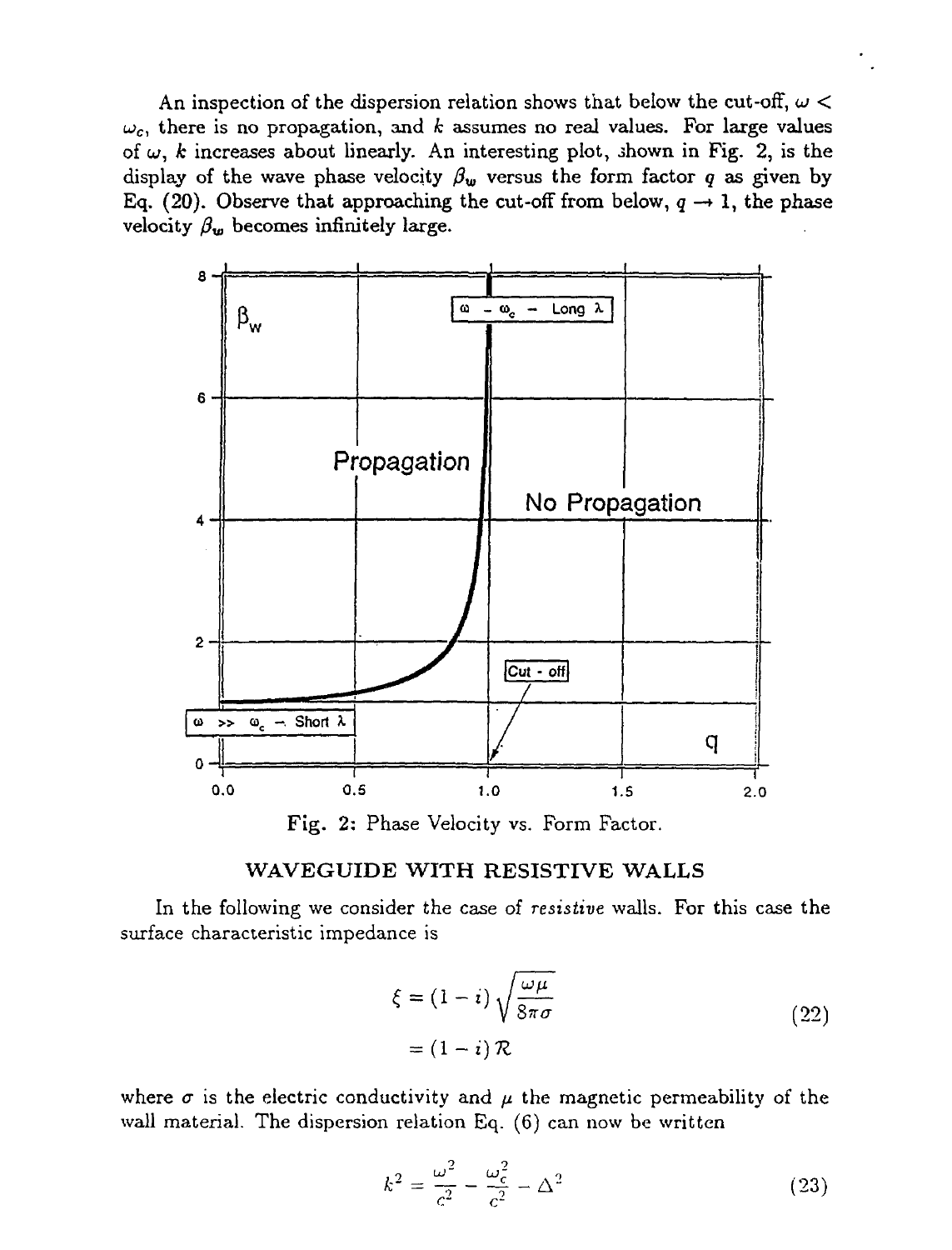An inspection of the dispersion relation shows that below the cut-off, $\omega < \omega_c$, there is no propagation, and $k$ assumes no real values. For large values of $\omega$, $k$ increases about linearly. An interesting plot, shown in Fig. 2, is the display of the wave phase velocity $\beta_w$ versus the form factor $q$ as given by Eq. (20). Observe that approaching the cut-off from below, $q \to 1$, the phase velocity $\beta_w$ becomes infinitely large.

Fig. 2: Phase Velocity vs. Form Factor.

## WAVEGUIDE WITH RESISTIVE WALLS

In the following we consider the case of *resistive* walls. For this case the surface characteristic impedance is

$$\begin{aligned} \xi &= (1 - i)\sqrt{\frac{\omega\mu}{8\pi\sigma}} \\ &= (1 - i)\,\mathcal{R} \end{aligned} \tag{22}$$

where $\sigma$ is the electric conductivity and $\mu$ the magnetic permeability of the wall material. The dispersion relation Eq. (6) can now be written

$$k^2 = \frac{\omega^2}{c^2} - \frac{\omega_c^2}{c^2} - \Delta^2 \tag{23}$$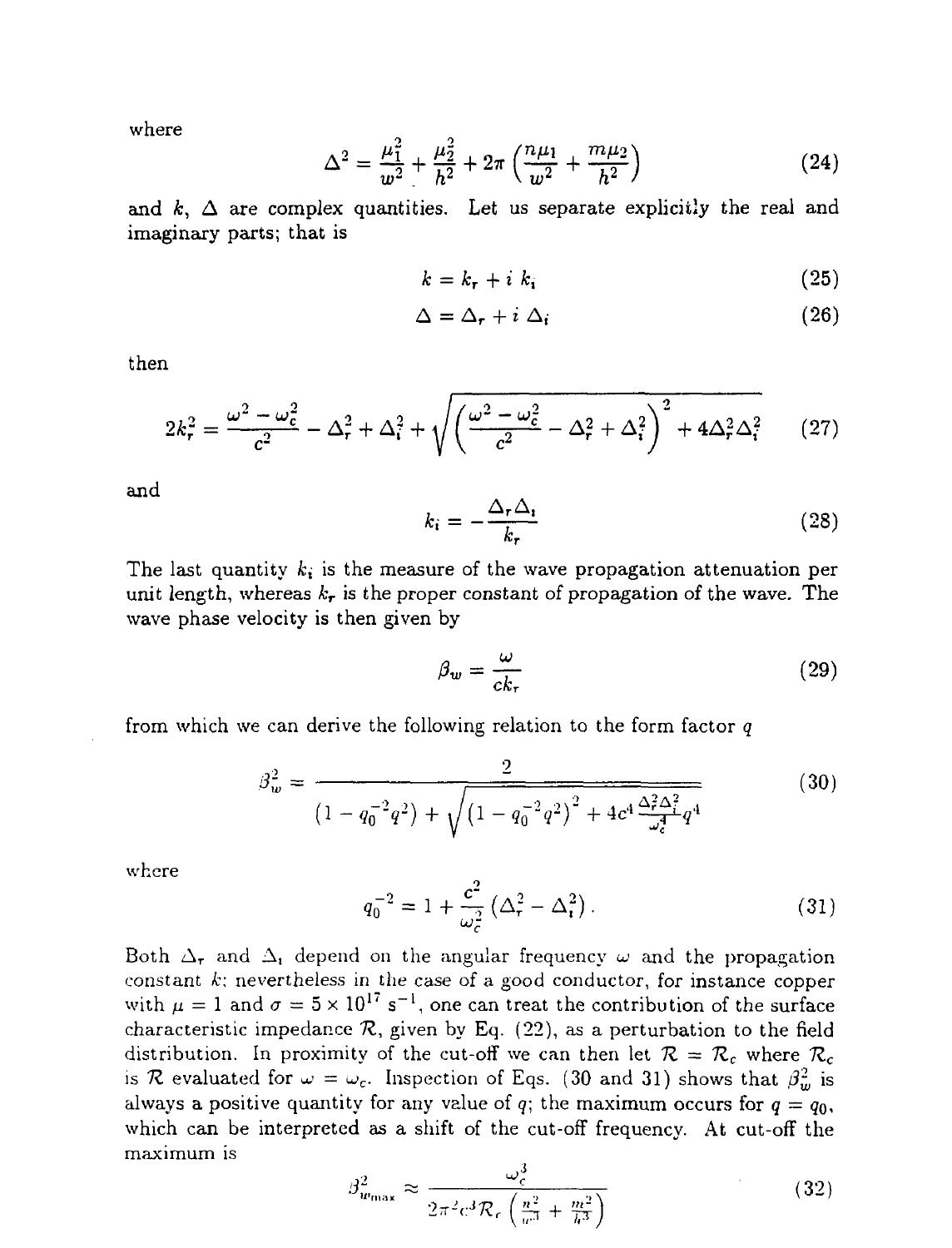where

$$\Delta^2 = \frac{\mu_1^2}{w^2} + \frac{\mu_2^2}{h^2} + 2\pi\left(\frac{n\mu_1}{w^2} + \frac{m\mu_2}{h^2}\right) \tag{24}$$

and $k$, $\Delta$ are complex quantities. Let us separate explicitly the real and imaginary parts; that is

$$k = k_r + i\ k_i \tag{25}$$

$$\Delta = \Delta_r + i\ \Delta_i \tag{26}$$

then

$$2k_r^2 = \frac{\omega^2 - \omega_c^2}{c^2} - \Delta_r^2 + \Delta_i^2 + \sqrt{\left(\frac{\omega^2 - \omega_c^2}{c^2} - \Delta_r^2 + \Delta_i^2\right)^2 + 4\Delta_r^2\Delta_i^2} \tag{27}$$

and

$$k_i = -\frac{\Delta_r \Delta_i}{k_r} \tag{28}$$

The last quantity $k_i$ is the measure of the wave propagation attenuation per unit length, whereas $k_r$ is the proper constant of propagation of the wave. The wave phase velocity is then given by

$$\beta_w = \frac{\omega}{c k_r} \tag{29}$$

from which we can derive the following relation to the form factor $q$

$$\beta_w^2 = \frac{2}{\left(1 - q_0^{-2}q^2\right) + \sqrt{\left(1 - q_0^{-2}q^2\right)^2 + 4c^4\frac{\Delta_r^2\Delta_i^2}{\omega_c^4}q^4}} \tag{30}$$

where

$$q_0^{-2} = 1 + \frac{c^2}{\omega_c^2}\left(\Delta_r^2 - \Delta_i^2\right). \tag{31}$$

Both $\Delta_r$ and $\Delta_i$ depend on the angular frequency $\omega$ and the propagation constant $k$; nevertheless in the case of a good conductor, for instance copper with $\mu = 1$ and $\sigma = 5 \times 10^{17}\ \mathrm{s}^{-1}$, one can treat the contribution of the surface characteristic impedance $\mathcal{R}$, given by Eq. (22), as a perturbation to the field distribution. In proximity of the cut-off we can then let $\mathcal{R} = \mathcal{R}_c$ where $\mathcal{R}_c$ is $\mathcal{R}$ evaluated for $\omega = \omega_c$. Inspection of Eqs. (30 and 31) shows that $\beta_w^2$ is always a positive quantity for any value of $q$; the maximum occurs for $q = q_0$, which can be interpreted as a shift of the cut-off frequency. At cut-off the maximum is

$$\beta_{w_{\max}}^2 \approx \frac{\omega_c^3}{2\pi^2 c^3 \mathcal{R}_c\left(\frac{n^2}{w^3} + \frac{m^2}{h^3}\right)} \tag{32}$$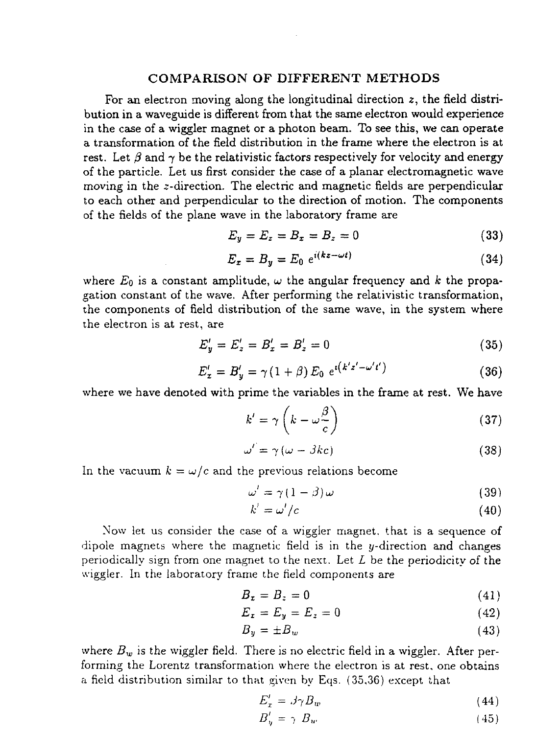## COMPARISON OF DIFFERENT METHODS

For an electron moving along the longitudinal direction $z$, the field distribution in a waveguide is different from that the same electron would experience in the case of a wiggler magnet or a photon beam. To see this, we can operate a transformation of the field distribution in the frame where the electron is at rest. Let $\beta$ and $\gamma$ be the relativistic factors respectively for velocity and energy of the particle. Let us first consider the case of a planar electromagnetic wave moving in the $z$-direction. The electric and magnetic fields are perpendicular to each other and perpendicular to the direction of motion. The components of the fields of the plane wave in the laboratory frame are

$$E_y = E_z = B_x = B_z = 0 \tag{33}$$

$$E_x = B_y = E_0 \; e^{i(kz-\omega t)} \tag{34}$$

where $E_0$ is a constant amplitude, $\omega$ the angular frequency and $k$ the propagation constant of the wave. After performing the relativistic transformation, the components of field distribution of the same wave, in the system where the electron is at rest, are

$$E'_y = E'_z = B'_x = B'_z = 0 \tag{35}$$

$$E'_x = B'_y = \gamma(1+\beta) E_0 \; e^{i(k'z'-\omega' t')} \tag{36}$$

where we have denoted with prime the variables in the frame at rest. We have

$$k' = \gamma \left( k - \omega \frac{\beta}{c} \right) \tag{37}$$

$$\omega' = \gamma (\omega - \beta k c) \tag{38}$$

In the vacuum $k = \omega / c$ and the previous relations become

$$\omega' = \gamma (1 - \beta) \omega \tag{39}$$

$$k' = \omega' / c \tag{40}$$

Now let us consider the case of a wiggler magnet, that is a sequence of dipole magnets where the magnetic field is in the $y$-direction and changes periodically sign from one magnet to the next. Let $L$ be the periodicity of the wiggler. In the laboratory frame the field components are

$$B_x = B_z = 0 \tag{41}$$

$$E_x = E_y = E_z = 0 \tag{42}$$

$$B_y = \pm B_w \tag{43}$$

where $B_w$ is the wiggler field. There is no electric field in a wiggler. After performing the Lorentz transformation where the electron is at rest, one obtains a field distribution similar to that given by Eqs. (35,36) except that

$$E'_x = \beta \gamma B_w \tag{44}$$

$$B'_y = \gamma \; B_w \tag{45}$$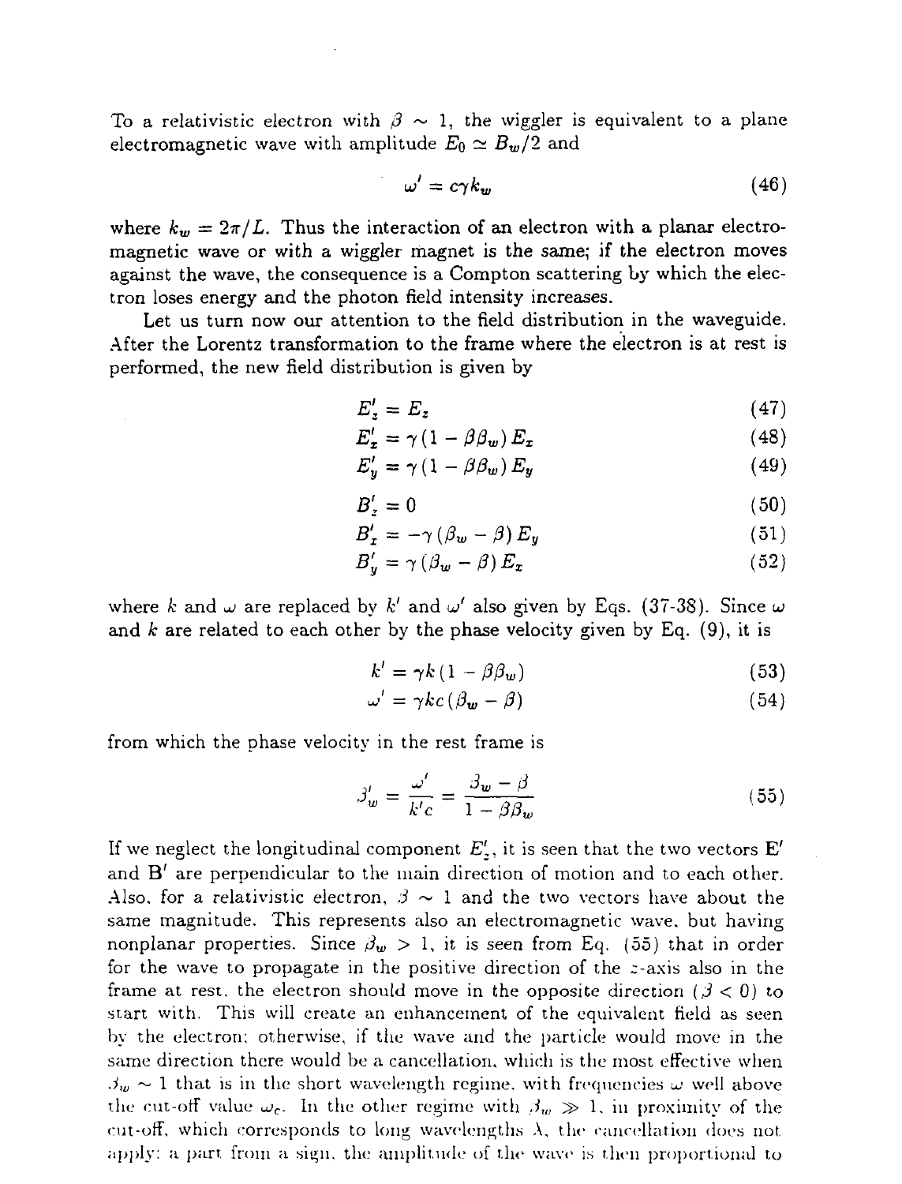To a relativistic electron with $\beta \sim 1$, the wiggler is equivalent to a plane electromagnetic wave with amplitude $E_0 \simeq B_w/2$ and

$$\omega' = c\gamma k_w \tag{46}$$

where $k_w = 2\pi/L$. Thus the interaction of an electron with a planar electromagnetic wave or with a wiggler magnet is the same; if the electron moves against the wave, the consequence is a Compton scattering by which the electron loses energy and the photon field intensity increases.

Let us turn now our attention to the field distribution in the waveguide. After the Lorentz transformation to the frame where the electron is at rest is performed, the new field distribution is given by

$$E'_z = E_z \tag{47}$$

$$E'_x = \gamma\,(1 - \beta\beta_w)\,E_x \tag{48}$$

$$E'_y = \gamma\,(1 - \beta\beta_w)\,E_y \tag{49}$$

$$B'_z = 0 \tag{50}$$

$$B'_x = -\gamma\,(\beta_w - \beta)\,E_y \tag{51}$$

$$B'_y = \gamma\,(\beta_w - \beta)\,E_x \tag{52}$$

where $k$ and $\omega$ are replaced by $k'$ and $\omega'$ also given by Eqs. (37-38). Since $\omega$ and $k$ are related to each other by the phase velocity given by Eq. (9), it is

$$k' = \gamma k\,(1 - \beta\beta_w) \tag{53}$$

$$\omega' = \gamma k c\,(\beta_w - \beta) \tag{54}$$

from which the phase velocity in the rest frame is

$$\beta'_w = \frac{\omega'}{k'c} = \frac{\beta_w - \beta}{1 - \beta\beta_w} \tag{55}$$

If we neglect the longitudinal component $E'_z$, it is seen that the two vectors $\mathbf{E}'$ and $\mathbf{B}'$ are perpendicular to the main direction of motion and to each other. Also, for a relativistic electron, $\beta \sim 1$ and the two vectors have about the same magnitude. This represents also an electromagnetic wave, but having nonplanar properties. Since $\beta_w > 1$, it is seen from Eq. (55) that in order for the wave to propagate in the positive direction of the $z$-axis also in the frame at rest, the electron should move in the opposite direction ($\beta < 0$) to start with. This will create an enhancement of the equivalent field as seen by the electron; otherwise, if the wave and the particle would move in the same direction there would be a cancellation, which is the most effective when $\beta_w \sim 1$ that is in the short wavelength regime, with frequencies $\omega$ well above the cut-off value $\omega_c$. In the other regime with $\beta_w \gg 1$, in proximity of the cut-off, which corresponds to long wavelengths $\lambda$, the cancellation does not apply: a part from a sign, the amplitude of the wave is then proportional to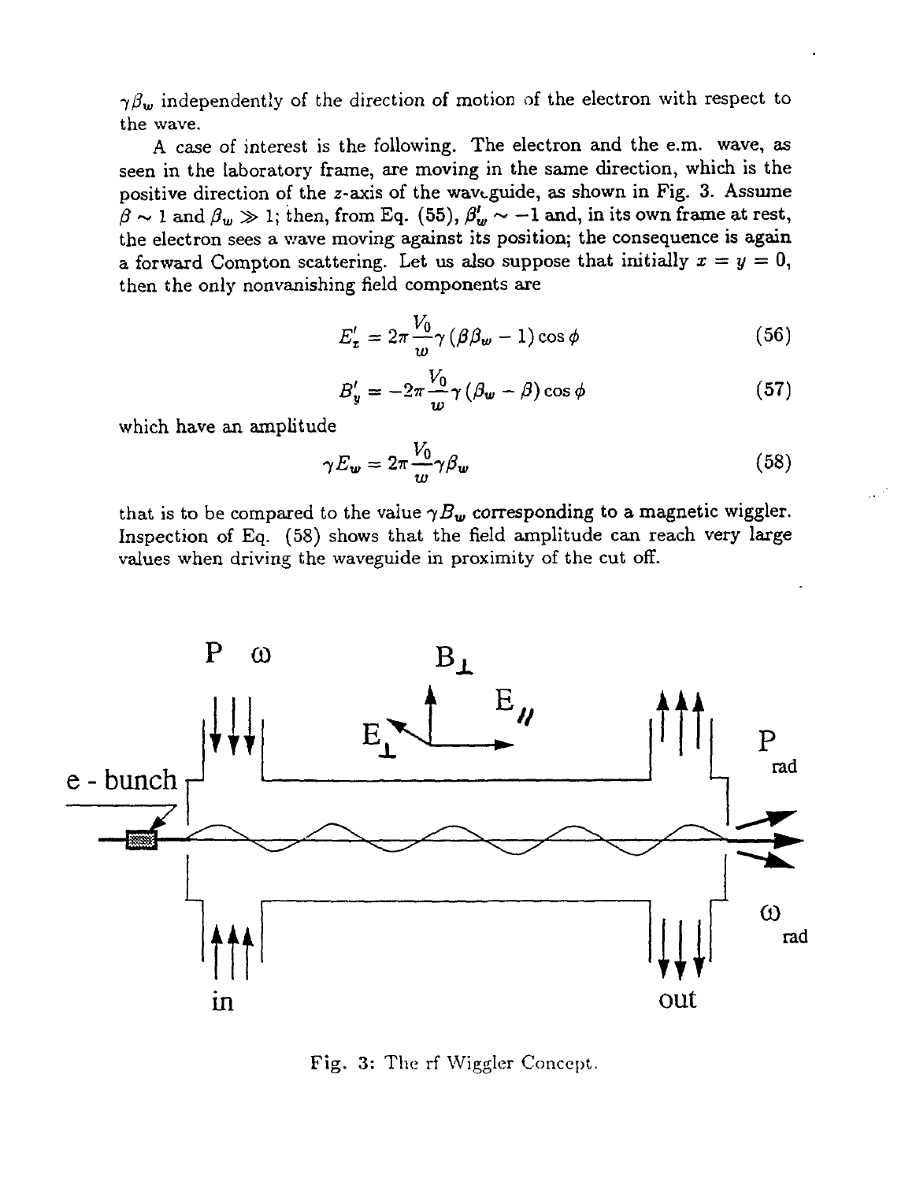$\gamma\beta_w$ independently of the direction of motion of the electron with respect to the wave.

A case of interest is the following. The electron and the e.m. wave, as seen in the laboratory frame, are moving in the same direction, which is the positive direction of the $z$-axis of the waveguide, as shown in Fig. 3. Assume $\beta \sim 1$ and $\beta_w \gg 1$; then, from Eq. (55), $\beta'_w \sim -1$ and, in its own frame at rest, the electron sees a wave moving against its position; the consequence is again a forward Compton scattering. Let us also suppose that initially $x = y = 0$, then the only nonvanishing field components are

$$E'_x = 2\pi \frac{V_0}{w} \gamma \left(\beta\beta_w - 1\right) \cos\phi \tag{56}$$

$$B'_y = -2\pi \frac{V_0}{w} \gamma \left(\beta_w - \beta\right) \cos\phi \tag{57}$$

which have an amplitude

$$\gamma E_w = 2\pi \frac{V_0}{w} \gamma \beta_w \tag{58}$$

that is to be compared to the value $\gamma B_w$ corresponding to a magnetic wiggler. Inspection of Eq. (58) shows that the field amplitude can reach very large values when driving the waveguide in proximity of the cut off.

Fig. 3: The rf Wiggler Concept.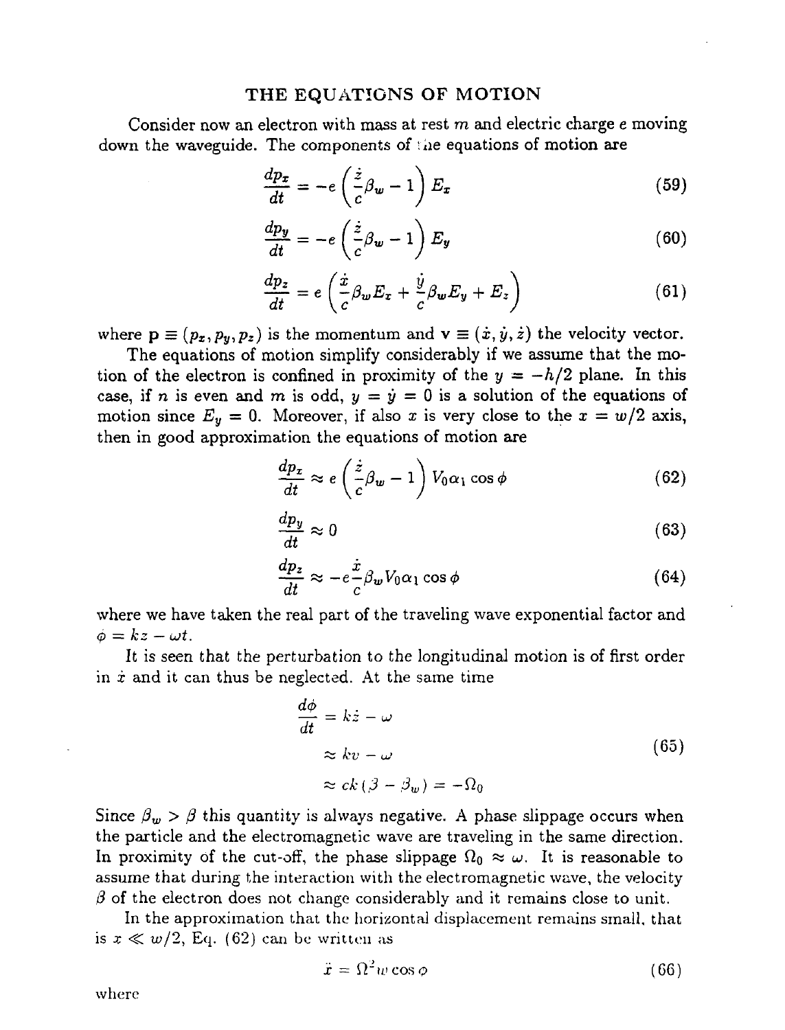## THE EQUATIONS OF MOTION

Consider now an electron with mass at rest $m$ and electric charge $e$ moving down the waveguide. The components of the equations of motion are

$$\frac{dp_x}{dt} = -e\left(\frac{\dot{z}}{c}\beta_w - 1\right)E_x \tag{59}$$

$$\frac{dp_y}{dt} = -e\left(\frac{\dot{z}}{c}\beta_w - 1\right)E_y \tag{60}$$

$$\frac{dp_z}{dt} = e\left(\frac{\dot{x}}{c}\beta_w E_x + \frac{\dot{y}}{c}\beta_w E_y + E_z\right) \tag{61}$$

where $\mathbf{p} \equiv (p_x, p_y, p_z)$ is the momentum and $\mathbf{v} \equiv (\dot{x}, \dot{y}, \dot{z})$ the velocity vector.

The equations of motion simplify considerably if we assume that the motion of the electron is confined in proximity of the $y = -h/2$ plane. In this case, if $n$ is even and $m$ is odd, $y = \dot{y} = 0$ is a solution of the equations of motion since $E_y = 0$. Moreover, if also $x$ is very close to the $x = w/2$ axis, then in good approximation the equations of motion are

$$\frac{dp_x}{dt} \approx e\left(\frac{\dot{z}}{c}\beta_w - 1\right)V_0\alpha_1\cos\phi \tag{62}$$

$$\frac{dp_y}{dt} \approx 0 \tag{63}$$

$$\frac{dp_z}{dt} \approx -e\frac{\dot{x}}{c}\beta_w V_0\alpha_1\cos\phi \tag{64}$$

where we have taken the real part of the traveling wave exponential factor and $\phi = kz - \omega t$.

It is seen that the perturbation to the longitudinal motion is of first order in $\dot{x}$ and it can thus be neglected. At the same time

$$\begin{aligned}\frac{d\phi}{dt} &= k\dot{z} - \omega \\ &\approx kv - \omega \\ &\approx ck(\beta - \beta_w) = -\Omega_0\end{aligned} \tag{65}$$

Since $\beta_w > \beta$ this quantity is always negative. A phase slippage occurs when the particle and the electromagnetic wave are traveling in the same direction. In proximity of the cut-off, the phase slippage $\Omega_0 \approx \omega$. It is reasonable to assume that during the interaction with the electromagnetic wave, the velocity $\beta$ of the electron does not change considerably and it remains close to unit.

In the approximation that the horizontal displacement remains small, that is $x \ll w/2$, Eq. (62) can be written as

$$\ddot{x} = \Omega^2 w\cos\phi \tag{66}$$

where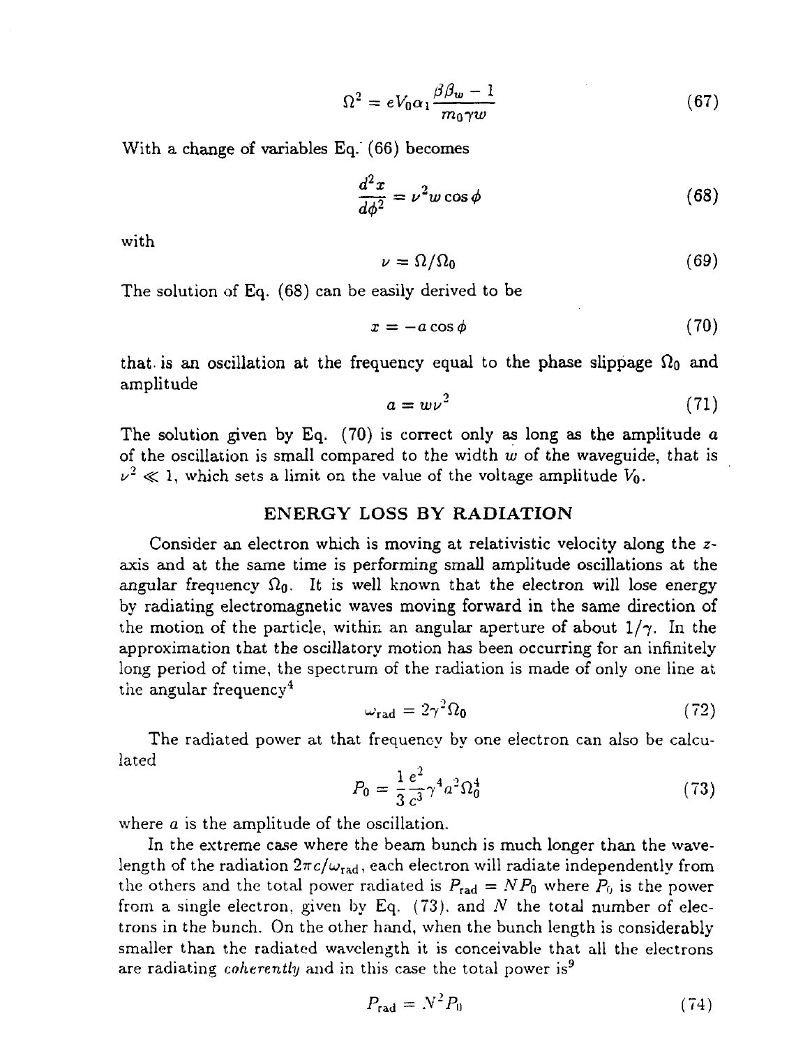$$\Omega^2 = eV_0\alpha_1 \frac{\beta\beta_w - 1}{m_0\gamma w} \tag{67}$$

With a change of variables Eq. (66) becomes

$$\frac{d^2x}{d\phi^2} = \nu^2 w \cos\phi \tag{68}$$

with

$$\nu = \Omega/\Omega_0 \tag{69}$$

The solution of Eq. (68) can be easily derived to be

$$x = -a\cos\phi \tag{70}$$

that is an oscillation at the frequency equal to the phase slippage $\Omega_0$ and amplitude

$$a = w\nu^2 \tag{71}$$

The solution given by Eq. (70) is correct only as long as the amplitude $a$ of the oscillation is small compared to the width $w$ of the waveguide, that is $\nu^2 \ll 1$, which sets a limit on the value of the voltage amplitude $V_0$.

## ENERGY LOSS BY RADIATION

Consider an electron which is moving at relativistic velocity along the $z$-axis and at the same time is performing small amplitude oscillations at the angular frequency $\Omega_0$. It is well known that the electron will lose energy by radiating electromagnetic waves moving forward in the same direction of the motion of the particle, within an angular aperture of about $1/\gamma$. In the approximation that the oscillatory motion has been occurring for an infinitely long period of time, the spectrum of the radiation is made of only one line at the angular frequency[4]

$$\omega_{\rm rad} = 2\gamma^2\Omega_0 \tag{72}$$

The radiated power at that frequency by one electron can also be calculated

$$P_0 = \frac{1}{3}\frac{e^2}{c^3}\gamma^4 a^2 \Omega_0^4 \tag{73}$$

where $a$ is the amplitude of the oscillation.

In the extreme case where the beam bunch is much longer than the wavelength of the radiation $2\pi c/\omega_{\rm rad}$, each electron will radiate independently from the others and the total power radiated is $P_{\rm rad} = NP_0$ where $P_0$ is the power from a single electron, given by Eq. (73), and $N$ the total number of electrons in the bunch. On the other hand, when the bunch length is considerably smaller than the radiated wavelength it is conceivable that all the electrons are radiating *coherently* and in this case the total power is[9]

$$P_{\rm rad} = N^2 P_0 \tag{74}$$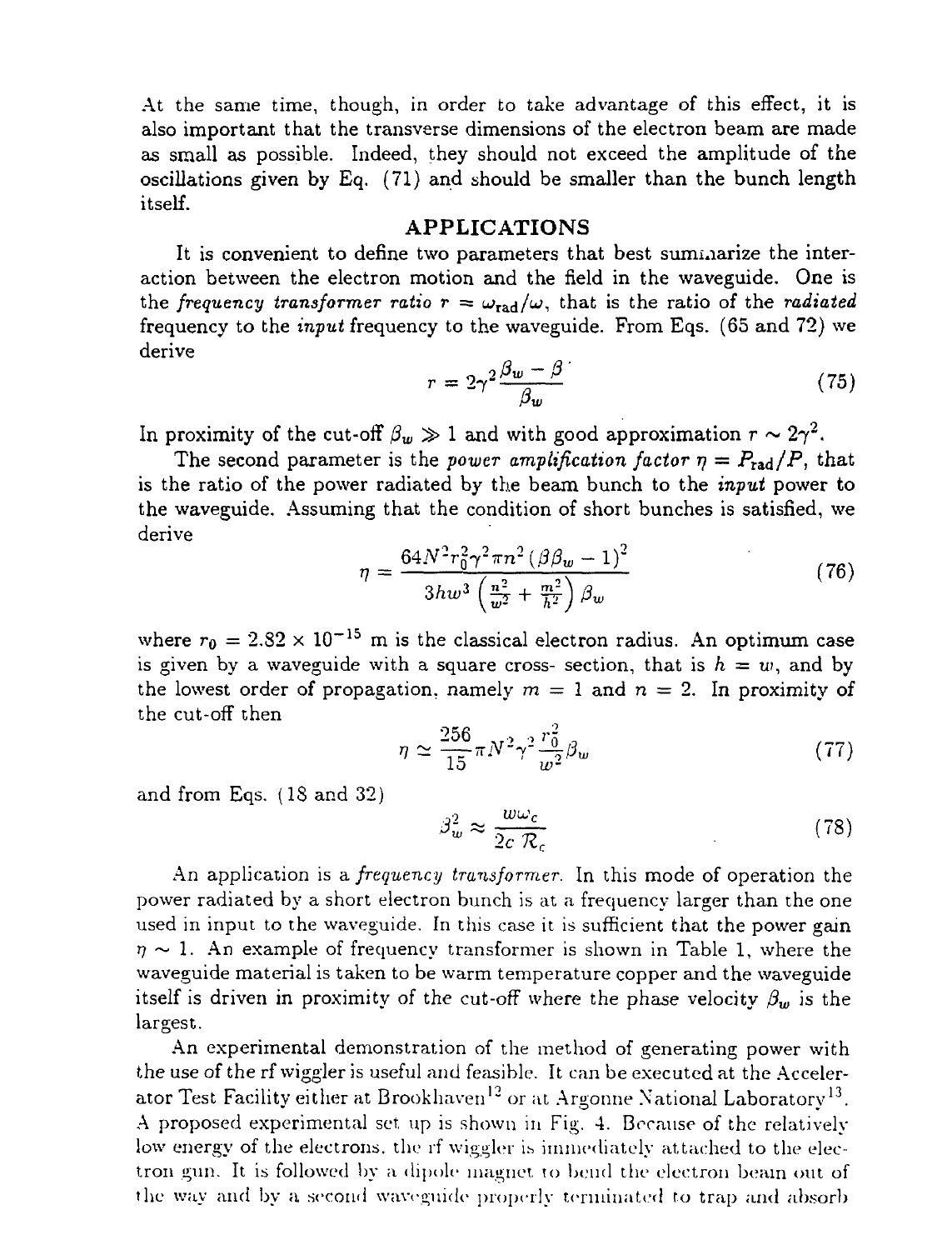At the same time, though, in order to take advantage of this effect, it is also important that the transverse dimensions of the electron beam are made as small as possible. Indeed, they should not exceed the amplitude of the oscillations given by Eq. (71) and should be smaller than the bunch length itself.

## APPLICATIONS

It is convenient to define two parameters that best summarize the interaction between the electron motion and the field in the waveguide. One is the *frequency transformer ratio* $r = \omega_{\rm rad}/\omega$, that is the ratio of the *radiated* frequency to the *input* frequency to the waveguide. From Eqs. (65 and 72) we derive

$$r = 2\gamma^2 \frac{\beta_w - \beta}{\beta_w} \tag{75}$$

In proximity of the cut-off $\beta_w \gg 1$ and with good approximation $r \sim 2\gamma^2$.

The second parameter is the *power amplification factor* $\eta = P_{\rm rad}/P$, that is the ratio of the power radiated by the beam bunch to the *input* power to the waveguide. Assuming that the condition of short bunches is satisfied, we derive

$$\eta = \frac{64N^2 r_0^2 \gamma^2 \pi n^2 \left(\beta\beta_w - 1\right)^2}{3hw^3 \left(\frac{n^2}{w^2} + \frac{m^2}{h^2}\right)\beta_w} \tag{76}$$

where $r_0 = 2.82 \times 10^{-15}$ m is the classical electron radius. An optimum case is given by a waveguide with a square cross- section, that is $h = w$, and by the lowest order of propagation, namely $m = 1$ and $n = 2$. In proximity of the cut-off then

$$\eta \simeq \frac{256}{15}\pi N^2 \gamma^2 \frac{r_0^2}{w^2}\beta_w \tag{77}$$

and from Eqs. (18 and 32)

$$\beta_w^2 \approx \frac{w\omega_c}{2c\,\mathcal{R}_c} \tag{78}$$

An application is a *frequency transformer*. In this mode of operation the power radiated by a short electron bunch is at a frequency larger than the one used in input to the waveguide. In this case it is sufficient that the power gain $\eta \sim 1$. An example of frequency transformer is shown in Table 1, where the waveguide material is taken to be warm temperature copper and the waveguide itself is driven in proximity of the cut-off where the phase velocity $\beta_w$ is the largest.

An experimental demonstration of the method of generating power with the use of the rf wiggler is useful and feasible. It can be executed at the Accelerator Test Facility either at Brookhaven[12] or at Argonne National Laboratory[13]. A proposed experimental set up is shown in Fig. 4. Because of the relatively low energy of the electrons, the rf wiggler is immediately attached to the electron gun. It is followed by a dipole magnet to bend the electron beam out of the way and by a second waveguide properly terminated to trap and absorb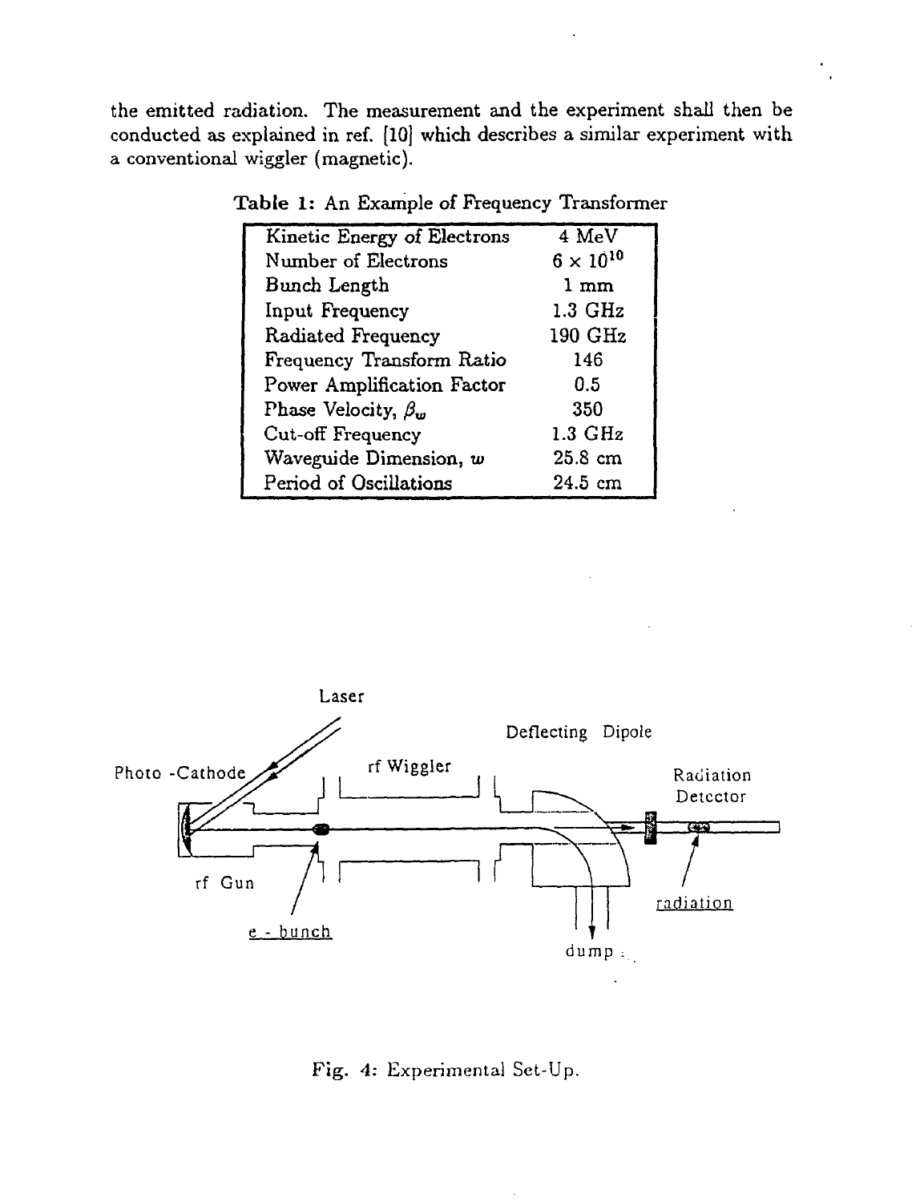the emitted radiation. The measurement and the experiment shall then be conducted as explained in ref. [10] which describes a similar experiment with a conventional wiggler (magnetic).

**Table 1:** An Example of Frequency Transformer

| | |
|---|---|
| Kinetic Energy of Electrons | 4 MeV |
| Number of Electrons | $6 \times 10^{10}$ |
| Bunch Length | 1 mm |
| Input Frequency | 1.3 GHz |
| Radiated Frequency | 190 GHz |
| Frequency Transform Ratio | 146 |
| Power Amplification Factor | 0.5 |
| Phase Velocity, $\beta_w$ | 350 |
| Cut-off Frequency | 1.3 GHz |
| Waveguide Dimension, $w$ | 25.8 cm |
| Period of Oscillations | 24.5 cm |

Fig. 4: Experimental Set-Up.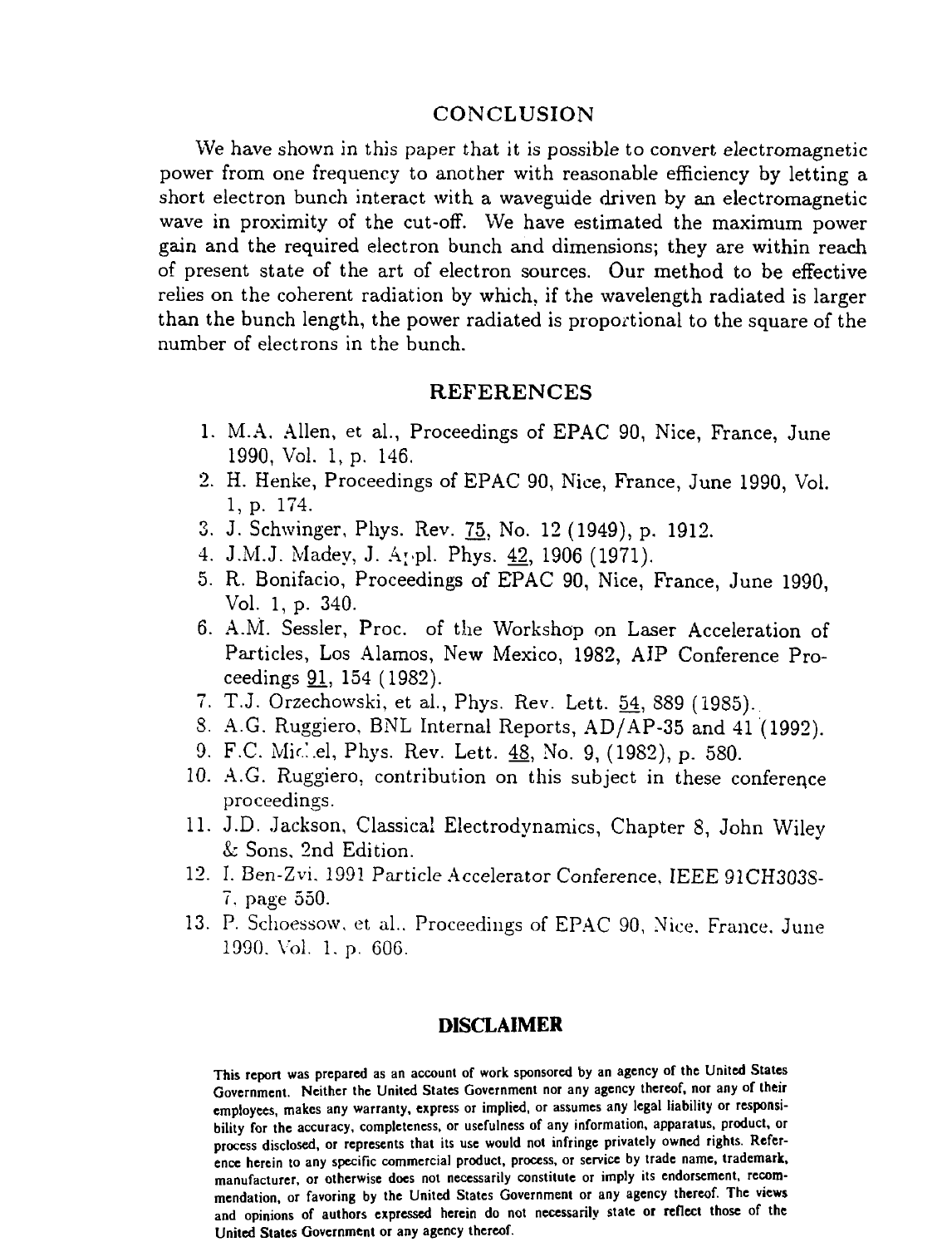## CONCLUSION

We have shown in this paper that it is possible to convert electromagnetic power from one frequency to another with reasonable efficiency by letting a short electron bunch interact with a waveguide driven by an electromagnetic wave in proximity of the cut-off. We have estimated the maximum power gain and the required electron bunch and dimensions; they are within reach of present state of the art of electron sources. Our method to be effective relies on the coherent radiation by which, if the wavelength radiated is larger than the bunch length, the power radiated is proportional to the square of the number of electrons in the bunch.

## REFERENCES

1. M.A. Allen, et al., Proceedings of EPAC 90, Nice, France, June 1990, Vol. 1, p. 146.
2. H. Henke, Proceedings of EPAC 90, Nice, France, June 1990, Vol. 1, p. 174.
3. J. Schwinger, Phys. Rev. 75, No. 12 (1949), p. 1912.
4. J.M.J. Madey, J. Appl. Phys. 42, 1906 (1971).
5. R. Bonifacio, Proceedings of EPAC 90, Nice, France, June 1990, Vol. 1, p. 340.
6. A.M. Sessler, Proc. of the Workshop on Laser Acceleration of Particles, Los Alamos, New Mexico, 1982, AIP Conference Proceedings 91, 154 (1982).
7. T.J. Orzechowski, et al., Phys. Rev. Lett. 54, 889 (1985).
8. A.G. Ruggiero, BNL Internal Reports, AD/AP-35 and 41 (1992).
9. F.C. Michel, Phys. Rev. Lett. 48, No. 9, (1982), p. 580.
10. A.G. Ruggiero, contribution on this subject in these conference proceedings.
11. J.D. Jackson, Classical Electrodynamics, Chapter 8, John Wiley & Sons, 2nd Edition.
12. I. Ben-Zvi, 1991 Particle Accelerator Conference, IEEE 91CH3038-7, page 550.
13. P. Schoessow, et al., Proceedings of EPAC 90, Nice, France, June 1990, Vol. 1, p. 606.

## DISCLAIMER

This report was prepared as an account of work sponsored by an agency of the United States Government. Neither the United States Government nor any agency thereof, nor any of their employees, makes any warranty, express or implied, or assumes any legal liability or responsibility for the accuracy, completeness, or usefulness of any information, apparatus, product, or process disclosed, or represents that its use would not infringe privately owned rights. Reference herein to any specific commercial product, process, or service by trade name, trademark, manufacturer, or otherwise does not necessarily constitute or imply its endorsement, recommendation, or favoring by the United States Government or any agency thereof. The views and opinions of authors expressed herein do not necessarily state or reflect those of the United States Government or any agency thereof.